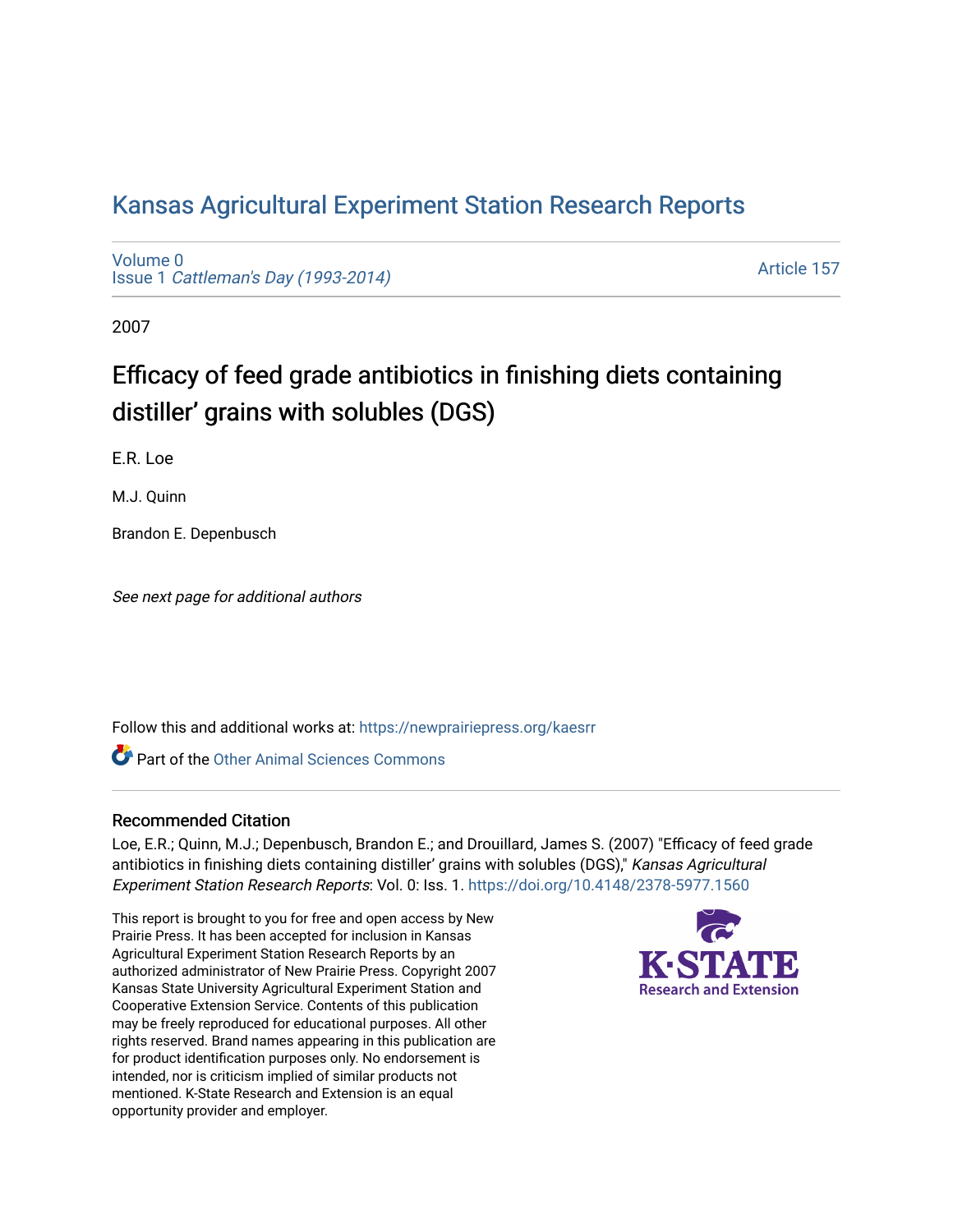# Kansas Agricultural Experiment Station Research Reports

Volume 0
Issue 1 *Cattleman's Day (1993-2014)*

Article 157

2007

## Efficacy of feed grade antibiotics in finishing diets containing distiller' grains with solubles (DGS)

E.R. Loe

M.J. Quinn

Brandon E. Depenbusch

*See next page for additional authors*

Follow this and additional works at: https://newprairiepress.org/kaesrr

Part of the Other Animal Sciences Commons

### Recommended Citation

Loe, E.R.; Quinn, M.J.; Depenbusch, Brandon E.; and Drouillard, James S. (2007) "Efficacy of feed grade antibiotics in finishing diets containing distiller' grains with solubles (DGS)," *Kansas Agricultural Experiment Station Research Reports*: Vol. 0: Iss. 1. https://doi.org/10.4148/2378-5977.1560

This report is brought to you for free and open access by New Prairie Press. It has been accepted for inclusion in Kansas Agricultural Experiment Station Research Reports by an authorized administrator of New Prairie Press. Copyright 2007 Kansas State University Agricultural Experiment Station and Cooperative Extension Service. Contents of this publication may be freely reproduced for educational purposes. All other rights reserved. Brand names appearing in this publication are for product identification purposes only. No endorsement is intended, nor is criticism implied of similar products not mentioned. K-State Research and Extension is an equal opportunity provider and employer.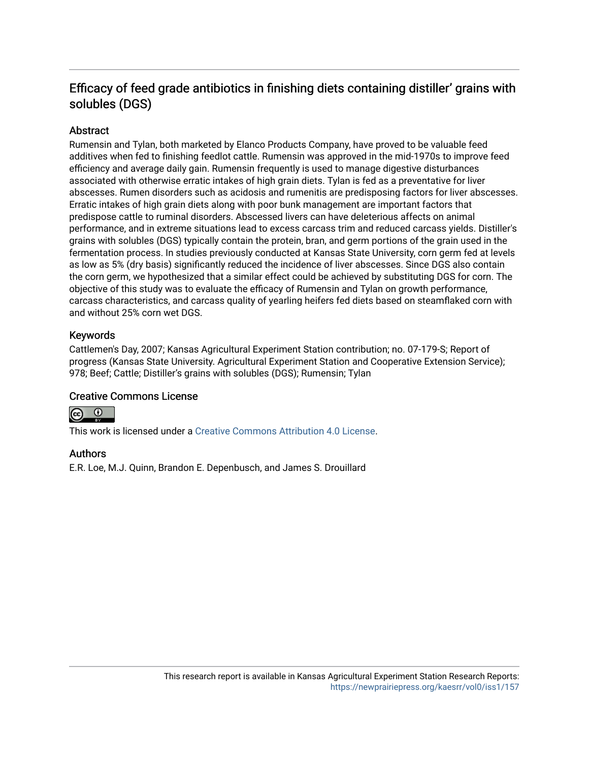# Efficacy of feed grade antibiotics in finishing diets containing distiller' grains with solubles (DGS)

## Abstract

Rumensin and Tylan, both marketed by Elanco Products Company, have proved to be valuable feed additives when fed to finishing feedlot cattle. Rumensin was approved in the mid-1970s to improve feed efficiency and average daily gain. Rumensin frequently is used to manage digestive disturbances associated with otherwise erratic intakes of high grain diets. Tylan is fed as a preventative for liver abscesses. Rumen disorders such as acidosis and rumenitis are predisposing factors for liver abscesses. Erratic intakes of high grain diets along with poor bunk management are important factors that predispose cattle to ruminal disorders. Abscessed livers can have deleterious affects on animal performance, and in extreme situations lead to excess carcass trim and reduced carcass yields. Distiller's grains with solubles (DGS) typically contain the protein, bran, and germ portions of the grain used in the fermentation process. In studies previously conducted at Kansas State University, corn germ fed at levels as low as 5% (dry basis) significantly reduced the incidence of liver abscesses. Since DGS also contain the corn germ, we hypothesized that a similar effect could be achieved by substituting DGS for corn. The objective of this study was to evaluate the efficacy of Rumensin and Tylan on growth performance, carcass characteristics, and carcass quality of yearling heifers fed diets based on steamflaked corn with and without 25% corn wet DGS.

## Keywords

Cattlemen's Day, 2007; Kansas Agricultural Experiment Station contribution; no. 07-179-S; Report of progress (Kansas State University. Agricultural Experiment Station and Cooperative Extension Service); 978; Beef; Cattle; Distiller's grains with solubles (DGS); Rumensin; Tylan

## Creative Commons License

This work is licensed under a Creative Commons Attribution 4.0 License.

## Authors

E.R. Loe, M.J. Quinn, Brandon E. Depenbusch, and James S. Drouillard

This research report is available in Kansas Agricultural Experiment Station Research Reports: https://newprairiepress.org/kaesrr/vol0/iss1/157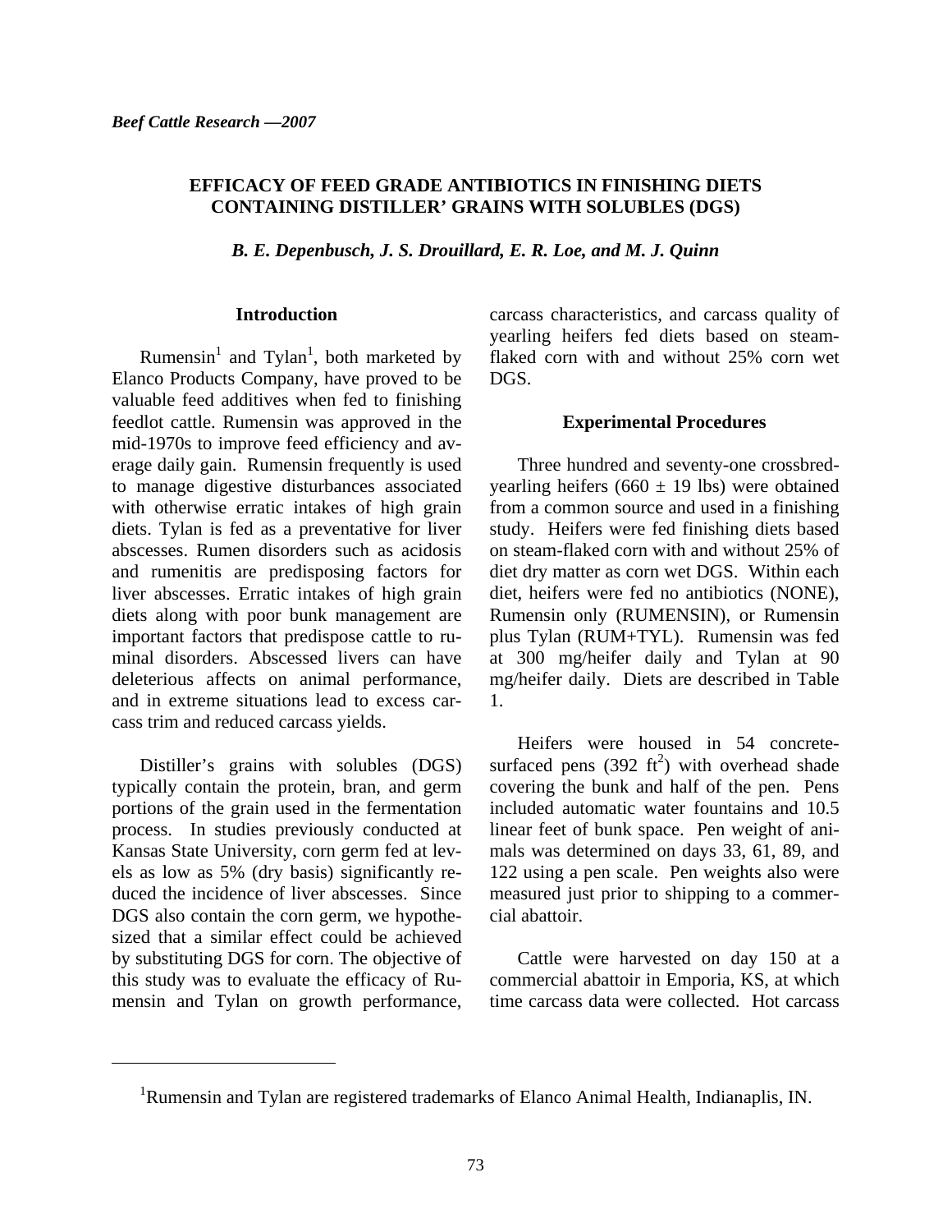*Beef Cattle Research —2007*

## EFFICACY OF FEED GRADE ANTIBIOTICS IN FINISHING DIETS CONTAINING DISTILLER' GRAINS WITH SOLUBLES (DGS)

*B. E. Depenbusch, J. S. Drouillard, E. R. Loe, and M. J. Quinn*

### Introduction

Rumensin[1] and Tylan[1], both marketed by Elanco Products Company, have proved to be valuable feed additives when fed to finishing feedlot cattle. Rumensin was approved in the mid-1970s to improve feed efficiency and average daily gain. Rumensin frequently is used to manage digestive disturbances associated with otherwise erratic intakes of high grain diets. Tylan is fed as a preventative for liver abscesses. Rumen disorders such as acidosis and rumenitis are predisposing factors for liver abscesses. Erratic intakes of high grain diets along with poor bunk management are important factors that predispose cattle to ruminal disorders. Abscessed livers can have deleterious affects on animal performance, and in extreme situations lead to excess carcass trim and reduced carcass yields.

Distiller's grains with solubles (DGS) typically contain the protein, bran, and germ portions of the grain used in the fermentation process. In studies previously conducted at Kansas State University, corn germ fed at levels as low as 5% (dry basis) significantly reduced the incidence of liver abscesses. Since DGS also contain the corn germ, we hypothesized that a similar effect could be achieved by substituting DGS for corn. The objective of this study was to evaluate the efficacy of Rumensin and Tylan on growth performance, carcass characteristics, and carcass quality of yearling heifers fed diets based on steam-flaked corn with and without 25% corn wet DGS.

### Experimental Procedures

Three hundred and seventy-one crossbred-yearling heifers (660 ± 19 lbs) were obtained from a common source and used in a finishing study. Heifers were fed finishing diets based on steam-flaked corn with and without 25% of diet dry matter as corn wet DGS. Within each diet, heifers were fed no antibiotics (NONE), Rumensin only (RUMENSIN), or Rumensin plus Tylan (RUM+TYL). Rumensin was fed at 300 mg/heifer daily and Tylan at 90 mg/heifer daily. Diets are described in Table 1.

Heifers were housed in 54 concrete-surfaced pens (392 $ft^2$) with overhead shade covering the bunk and half of the pen. Pens included automatic water fountains and 10.5 linear feet of bunk space. Pen weight of animals was determined on days 33, 61, 89, and 122 using a pen scale. Pen weights also were measured just prior to shipping to a commercial abattoir.

Cattle were harvested on day 150 at a commercial abattoir in Emporia, KS, at which time carcass data were collected. Hot carcass

[1]Rumensin and Tylan are registered trademarks of Elanco Animal Health, Indianaplis, IN.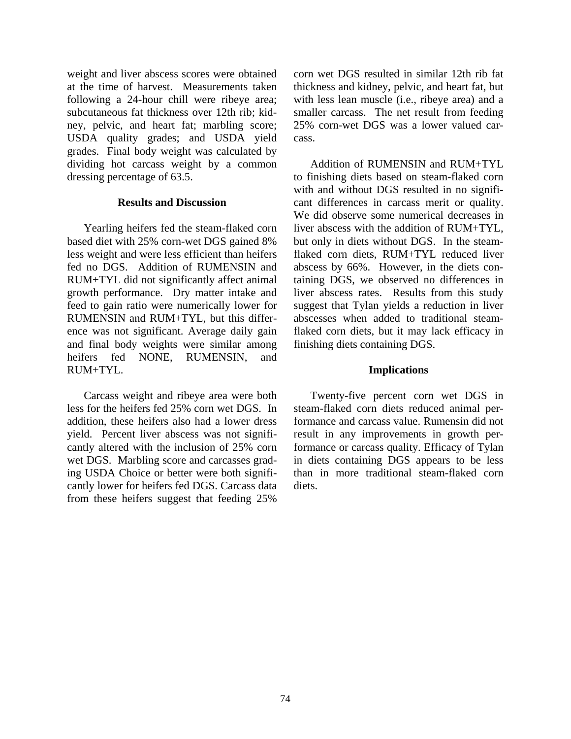weight and liver abscess scores were obtained at the time of harvest. Measurements taken following a 24-hour chill were ribeye area; subcutaneous fat thickness over 12th rib; kidney, pelvic, and heart fat; marbling score; USDA quality grades; and USDA yield grades. Final body weight was calculated by dividing hot carcass weight by a common dressing percentage of 63.5.

## Results and Discussion

Yearling heifers fed the steam-flaked corn based diet with 25% corn-wet DGS gained 8% less weight and were less efficient than heifers fed no DGS. Addition of RUMENSIN and RUM+TYL did not significantly affect animal growth performance. Dry matter intake and feed to gain ratio were numerically lower for RUMENSIN and RUM+TYL, but this difference was not significant. Average daily gain and final body weights were similar among heifers fed NONE, RUMENSIN, and RUM+TYL.

Carcass weight and ribeye area were both less for the heifers fed 25% corn wet DGS. In addition, these heifers also had a lower dress yield. Percent liver abscess was not significantly altered with the inclusion of 25% corn wet DGS. Marbling score and carcasses grading USDA Choice or better were both significantly lower for heifers fed DGS. Carcass data from these heifers suggest that feeding 25% corn wet DGS resulted in similar 12th rib fat thickness and kidney, pelvic, and heart fat, but with less lean muscle (i.e., ribeye area) and a smaller carcass. The net result from feeding 25% corn-wet DGS was a lower valued carcass.

Addition of RUMENSIN and RUM+TYL to finishing diets based on steam-flaked corn with and without DGS resulted in no significant differences in carcass merit or quality. We did observe some numerical decreases in liver abscess with the addition of RUM+TYL, but only in diets without DGS. In the steam-flaked corn diets, RUM+TYL reduced liver abscess by 66%. However, in the diets containing DGS, we observed no differences in liver abscess rates. Results from this study suggest that Tylan yields a reduction in liver abscesses when added to traditional steam-flaked corn diets, but it may lack efficacy in finishing diets containing DGS.

## Implications

Twenty-five percent corn wet DGS in steam-flaked corn diets reduced animal performance and carcass value. Rumensin did not result in any improvements in growth performance or carcass quality. Efficacy of Tylan in diets containing DGS appears to be less than in more traditional steam-flaked corn diets.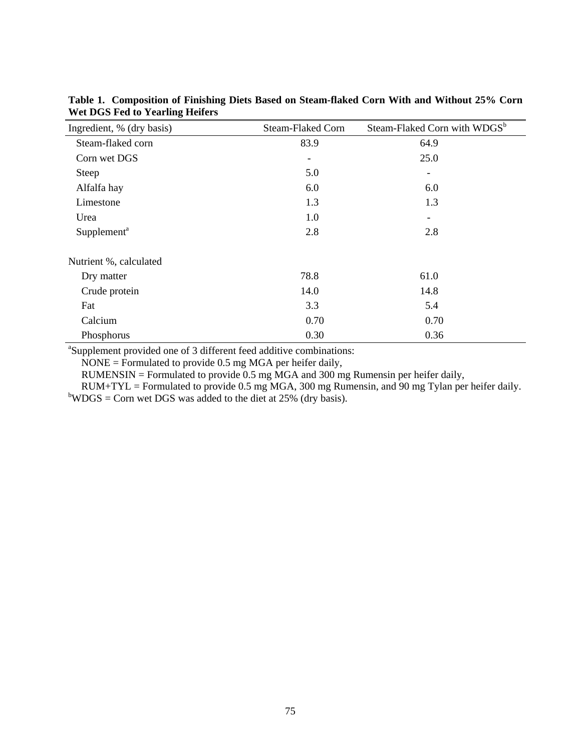**Table 1. Composition of Finishing Diets Based on Steam-flaked Corn With and Without 25% Corn Wet DGS Fed to Yearling Heifers**

| Ingredient, % (dry basis) | Steam-Flaked Corn | Steam-Flaked Corn with WDGS[b] |
|---|---|---|
| Steam-flaked corn | 83.9 | 64.9 |
| Corn wet DGS | - | 25.0 |
| Steep | 5.0 | - |
| Alfalfa hay | 6.0 | 6.0 |
| Limestone | 1.3 | 1.3 |
| Urea | 1.0 | - |
| Supplement[a] | 2.8 | 2.8 |
| | | |
| Nutrient %, calculated | | |
| Dry matter | 78.8 | 61.0 |
| Crude protein | 14.0 | 14.8 |
| Fat | 3.3 | 5.4 |
| Calcium | 0.70 | 0.70 |
| Phosphorus | 0.30 | 0.36 |

[a]Supplement provided one of 3 different feed additive combinations:
NONE = Formulated to provide 0.5 mg MGA per heifer daily,
RUMENSIN = Formulated to provide 0.5 mg MGA and 300 mg Rumensin per heifer daily,
RUM+TYL = Formulated to provide 0.5 mg MGA, 300 mg Rumensin, and 90 mg Tylan per heifer daily.
[b]WDGS = Corn wet DGS was added to the diet at 25% (dry basis).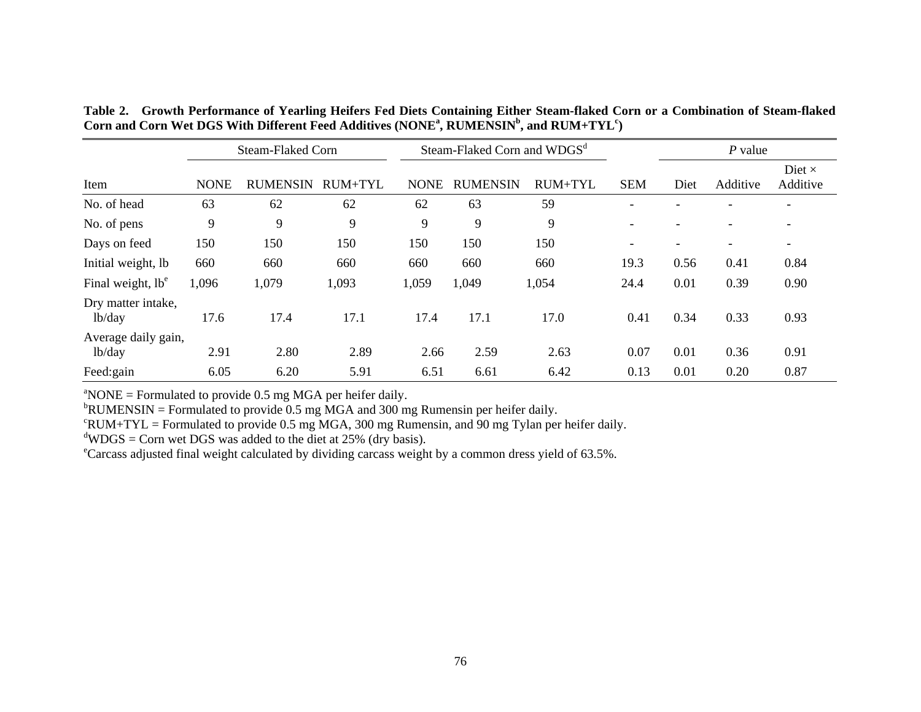**Table 2. Growth Performance of Yearling Heifers Fed Diets Containing Either Steam-flaked Corn or a Combination of Steam-flaked Corn and Corn Wet DGS With Different Feed Additives (NONE[a], RUMENSIN[b], and RUM+TYL[c])**

| | Steam-Flaked Corn | | | Steam-Flaked Corn and WDGS[d] | | | | *P* value | | |
|---|---|---|---|---|---|---|---|---|---|---|
| Item | NONE | RUMENSIN | RUM+TYL | NONE | RUMENSIN | RUM+TYL | SEM | Diet | Additive | Diet × Additive |
| No. of head | 63 | 62 | 62 | 62 | 63 | 59 | - | - | - | - |
| No. of pens | 9 | 9 | 9 | 9 | 9 | 9 | - | - | - | - |
| Days on feed | 150 | 150 | 150 | 150 | 150 | 150 | - | - | - | - |
| Initial weight, lb | 660 | 660 | 660 | 660 | 660 | 660 | 19.3 | 0.56 | 0.41 | 0.84 |
| Final weight, lb[e] | 1,096 | 1,079 | 1,093 | 1,059 | 1,049 | 1,054 | 24.4 | 0.01 | 0.39 | 0.90 |
| Dry matter intake, lb/day | 17.6 | 17.4 | 17.1 | 17.4 | 17.1 | 17.0 | 0.41 | 0.34 | 0.33 | 0.93 |
| Average daily gain, lb/day | 2.91 | 2.80 | 2.89 | 2.66 | 2.59 | 2.63 | 0.07 | 0.01 | 0.36 | 0.91 |
| Feed:gain | 6.05 | 6.20 | 5.91 | 6.51 | 6.61 | 6.42 | 0.13 | 0.01 | 0.20 | 0.87 |

[a]NONE = Formulated to provide 0.5 mg MGA per heifer daily.
[b]RUMENSIN = Formulated to provide 0.5 mg MGA and 300 mg Rumensin per heifer daily.
[c]RUM+TYL = Formulated to provide 0.5 mg MGA, 300 mg Rumensin, and 90 mg Tylan per heifer daily.
[d]WDGS = Corn wet DGS was added to the diet at 25% (dry basis).
[e]Carcass adjusted final weight calculated by dividing carcass weight by a common dress yield of 63.5%.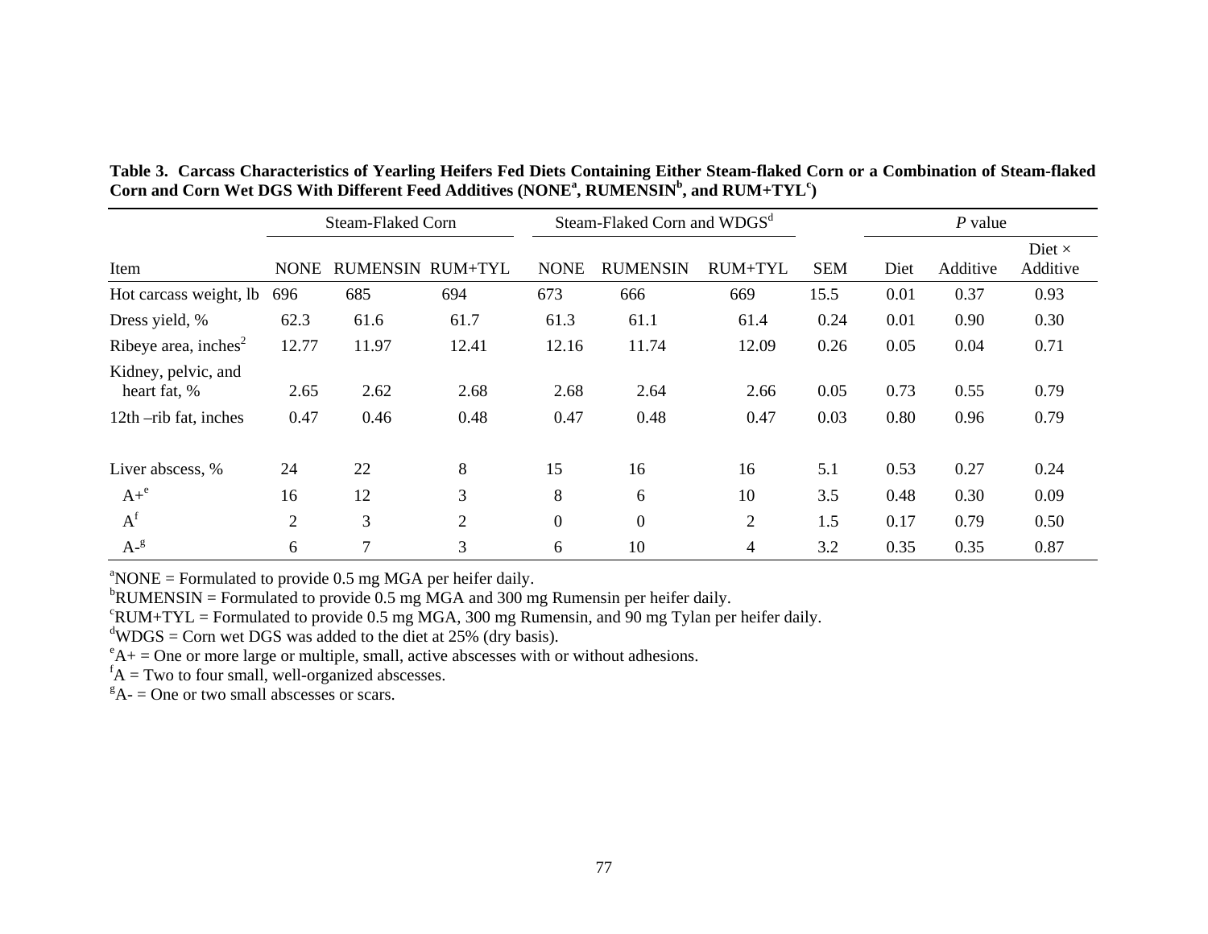**Table 3. Carcass Characteristics of Yearling Heifers Fed Diets Containing Either Steam-flaked Corn or a Combination of Steam-flaked Corn and Corn Wet DGS With Different Feed Additives (NONE[a], RUMENSIN[b], and RUM+TYL[c])**

| | Steam-Flaked Corn | | | Steam-Flaked Corn and WDGS[d] | | | | *P* value | | |
|---|---|---|---|---|---|---|---|---|---|---|
| Item | NONE | RUMENSIN | RUM+TYL | NONE | RUMENSIN | RUM+TYL | SEM | Diet | Additive | Diet × Additive |
| Hot carcass weight, lb | 696 | 685 | 694 | 673 | 666 | 669 | 15.5 | 0.01 | 0.37 | 0.93 |
| Dress yield, % | 62.3 | 61.6 | 61.7 | 61.3 | 61.1 | 61.4 | 0.24 | 0.01 | 0.90 | 0.30 |
| Ribeye area, inches$^2$ | 12.77 | 11.97 | 12.41 | 12.16 | 11.74 | 12.09 | 0.26 | 0.05 | 0.04 | 0.71 |
| Kidney, pelvic, and heart fat, % | 2.65 | 2.62 | 2.68 | 2.68 | 2.64 | 2.66 | 0.05 | 0.73 | 0.55 | 0.79 |
| 12th –rib fat, inches | 0.47 | 0.46 | 0.48 | 0.47 | 0.48 | 0.47 | 0.03 | 0.80 | 0.96 | 0.79 |
| Liver abscess, % | 24 | 22 | 8 | 15 | 16 | 16 | 5.1 | 0.53 | 0.27 | 0.24 |
| A+[e] | 16 | 12 | 3 | 8 | 6 | 10 | 3.5 | 0.48 | 0.30 | 0.09 |
| A[f] | 2 | 3 | 2 | 0 | 0 | 2 | 1.5 | 0.17 | 0.79 | 0.50 |
| A-[g] | 6 | 7 | 3 | 6 | 10 | 4 | 3.2 | 0.35 | 0.35 | 0.87 |

[a]NONE = Formulated to provide 0.5 mg MGA per heifer daily.
[b]RUMENSIN = Formulated to provide 0.5 mg MGA and 300 mg Rumensin per heifer daily.
[c]RUM+TYL = Formulated to provide 0.5 mg MGA, 300 mg Rumensin, and 90 mg Tylan per heifer daily.
[d]WDGS = Corn wet DGS was added to the diet at 25% (dry basis).
[e]A+ = One or more large or multiple, small, active abscesses with or without adhesions.
[f]A = Two to four small, well-organized abscesses.
[g]A- = One or two small abscesses or scars.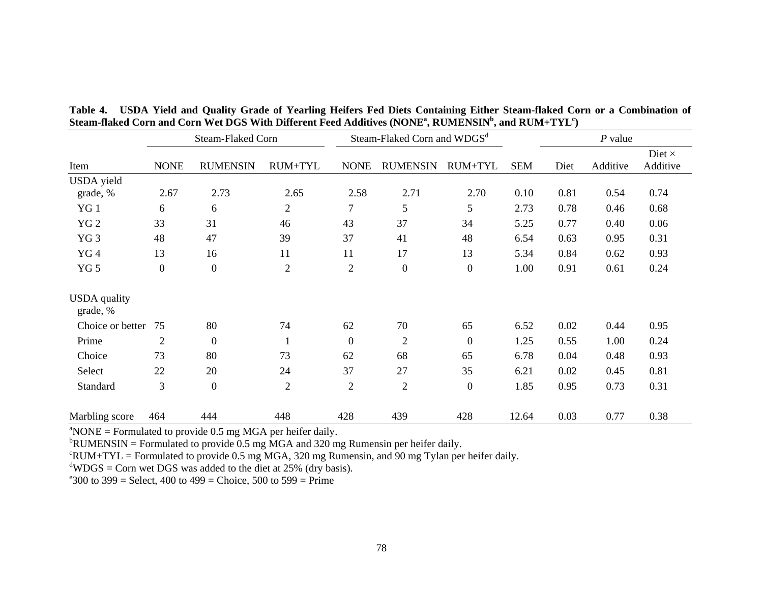**Table 4. USDA Yield and Quality Grade of Yearling Heifers Fed Diets Containing Either Steam-flaked Corn or a Combination of Steam-flaked Corn and Corn Wet DGS With Different Feed Additives (NONE[a], RUMENSIN[b], and RUM+TYL[c])**

| | Steam-Flaked Corn | | | Steam-Flaked Corn and WDGS[d] | | | | *P* value | | |
|---|---|---|---|---|---|---|---|---|---|---|
| Item | NONE | RUMENSIN | RUM+TYL | NONE | RUMENSIN | RUM+TYL | SEM | Diet | Additive | Diet × Additive |
| USDA yield grade, % | 2.67 | 2.73 | 2.65 | 2.58 | 2.71 | 2.70 | 0.10 | 0.81 | 0.54 | 0.74 |
| YG 1 | 6 | 6 | 2 | 7 | 5 | 5 | 2.73 | 0.78 | 0.46 | 0.68 |
| YG 2 | 33 | 31 | 46 | 43 | 37 | 34 | 5.25 | 0.77 | 0.40 | 0.06 |
| YG 3 | 48 | 47 | 39 | 37 | 41 | 48 | 6.54 | 0.63 | 0.95 | 0.31 |
| YG 4 | 13 | 16 | 11 | 11 | 17 | 13 | 5.34 | 0.84 | 0.62 | 0.93 |
| YG 5 | 0 | 0 | 2 | 2 | 0 | 0 | 1.00 | 0.91 | 0.61 | 0.24 |
| USDA quality grade, % | | | | | | | | | | |
| Choice or better | 75 | 80 | 74 | 62 | 70 | 65 | 6.52 | 0.02 | 0.44 | 0.95 |
| Prime | 2 | 0 | 1 | 0 | 2 | 0 | 1.25 | 0.55 | 1.00 | 0.24 |
| Choice | 73 | 80 | 73 | 62 | 68 | 65 | 6.78 | 0.04 | 0.48 | 0.93 |
| Select | 22 | 20 | 24 | 37 | 27 | 35 | 6.21 | 0.02 | 0.45 | 0.81 |
| Standard | 3 | 0 | 2 | 2 | 2 | 0 | 1.85 | 0.95 | 0.73 | 0.31 |
| Marbling score | 464 | 444 | 448 | 428 | 439 | 428 | 12.64 | 0.03 | 0.77 | 0.38 |

[a]NONE = Formulated to provide 0.5 mg MGA per heifer daily.
[b]RUMENSIN = Formulated to provide 0.5 mg MGA and 320 mg Rumensin per heifer daily.
[c]RUM+TYL = Formulated to provide 0.5 mg MGA, 320 mg Rumensin, and 90 mg Tylan per heifer daily.
[d]WDGS = Corn wet DGS was added to the diet at 25% (dry basis).
[e]300 to 399 = Select, 400 to 499 = Choice, 500 to 599 = Prime